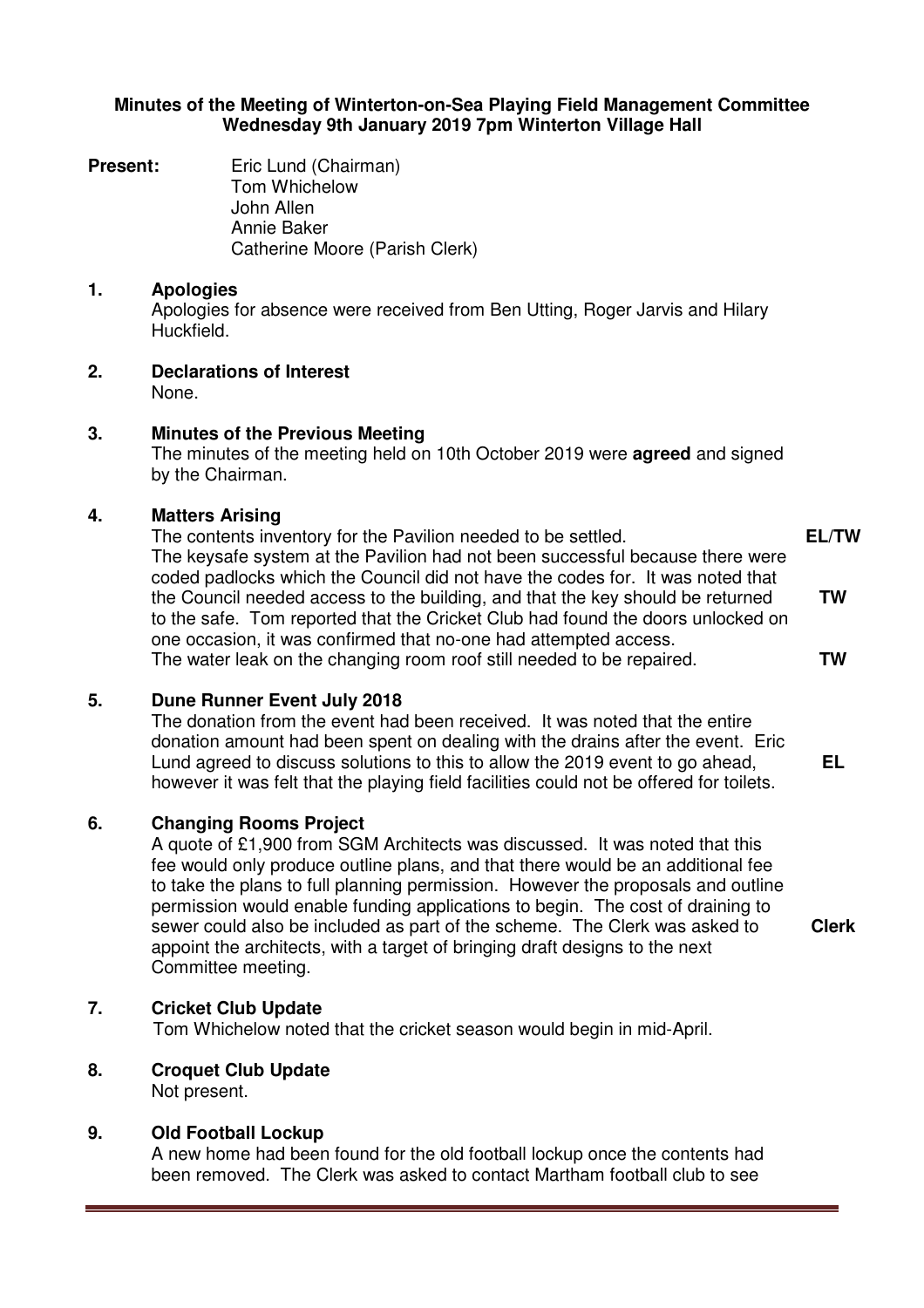**Minutes of the Meeting of Winterton-on-Sea Playing Field Management Committee**
**Wednesday 9th January 2019 7pm Winterton Village Hall**

**Present:**
Eric Lund (Chairman)
Tom Whichelow
John Allen
Annie Baker
Catherine Moore (Parish Clerk)

**1. Apologies**

Apologies for absence were received from Ben Utting, Roger Jarvis and Hilary Huckfield.

**2. Declarations of Interest**

None.

**3. Minutes of the Previous Meeting**

The minutes of the meeting held on 10th October 2019 were **agreed** and signed by the Chairman.

**4. Matters Arising**

The contents inventory for the Pavilion needed to be settled. **EL/TW**

The keysafe system at the Pavilion had not been successful because there were coded padlocks which the Council did not have the codes for. It was noted that the Council needed access to the building, and that the key should be returned to the safe. Tom reported that the Cricket Club had found the doors unlocked on one occasion, it was confirmed that no-one had attempted access. **TW**

The water leak on the changing room roof still needed to be repaired. **TW**

**5. Dune Runner Event July 2018**

The donation from the event had been received. It was noted that the entire donation amount had been spent on dealing with the drains after the event. Eric Lund agreed to discuss solutions to this to allow the 2019 event to go ahead, however it was felt that the playing field facilities could not be offered for toilets. **EL**

**6. Changing Rooms Project**

A quote of £1,900 from SGM Architects was discussed. It was noted that this fee would only produce outline plans, and that there would be an additional fee to take the plans to full planning permission. However the proposals and outline permission would enable funding applications to begin. The cost of draining to sewer could also be included as part of the scheme. The Clerk was asked to appoint the architects, with a target of bringing draft designs to the next Committee meeting. **Clerk**

**7. Cricket Club Update**

Tom Whichelow noted that the cricket season would begin in mid-April.

**8. Croquet Club Update**

Not present.

**9. Old Football Lockup**

A new home had been found for the old football lockup once the contents had been removed. The Clerk was asked to contact Martham football club to see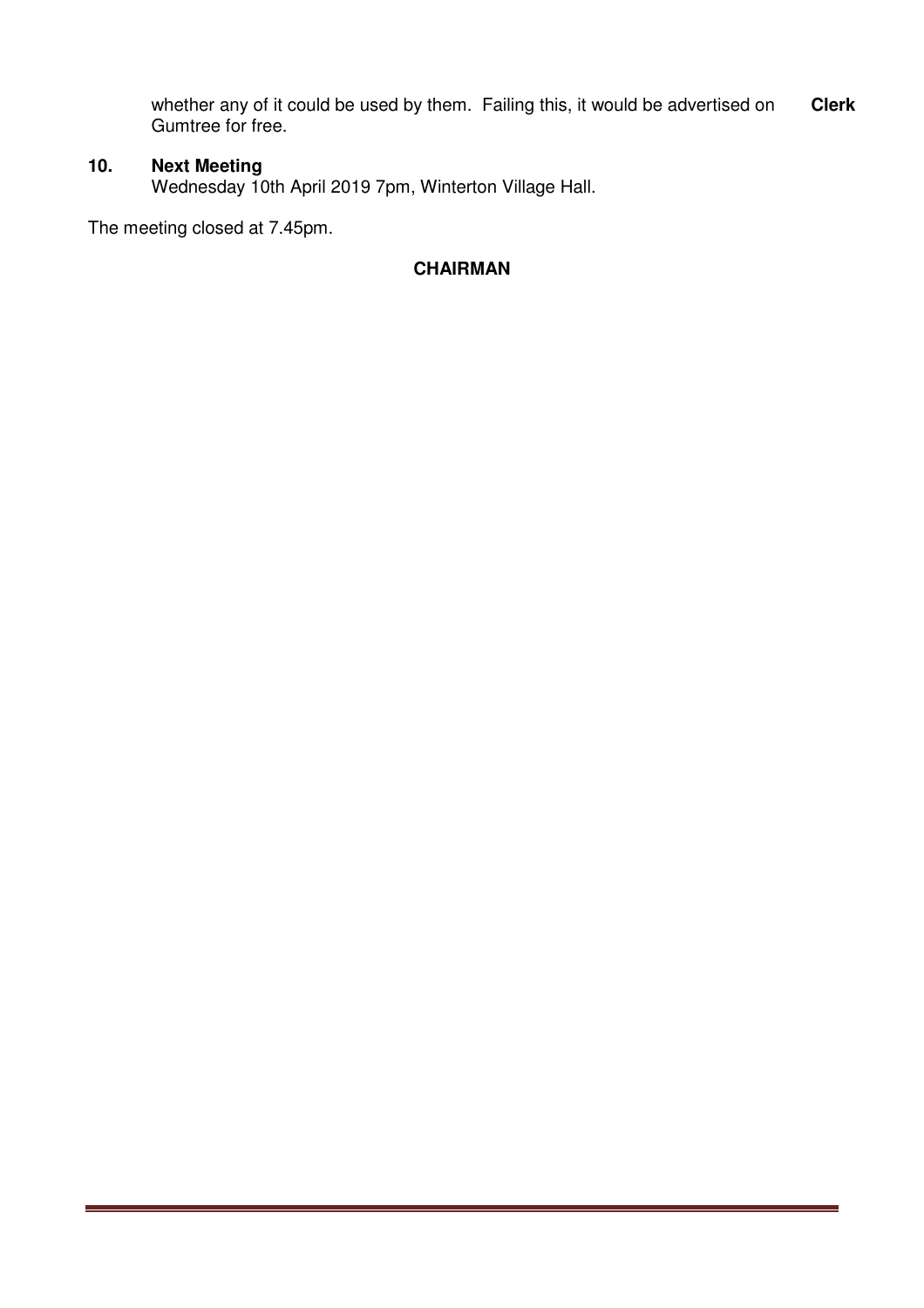whether any of it could be used by them. Failing this, it would be advertised on Gumtree for free. **Clerk**

**10. Next Meeting**

Wednesday 10th April 2019 7pm, Winterton Village Hall.

The meeting closed at 7.45pm.

**CHAIRMAN**